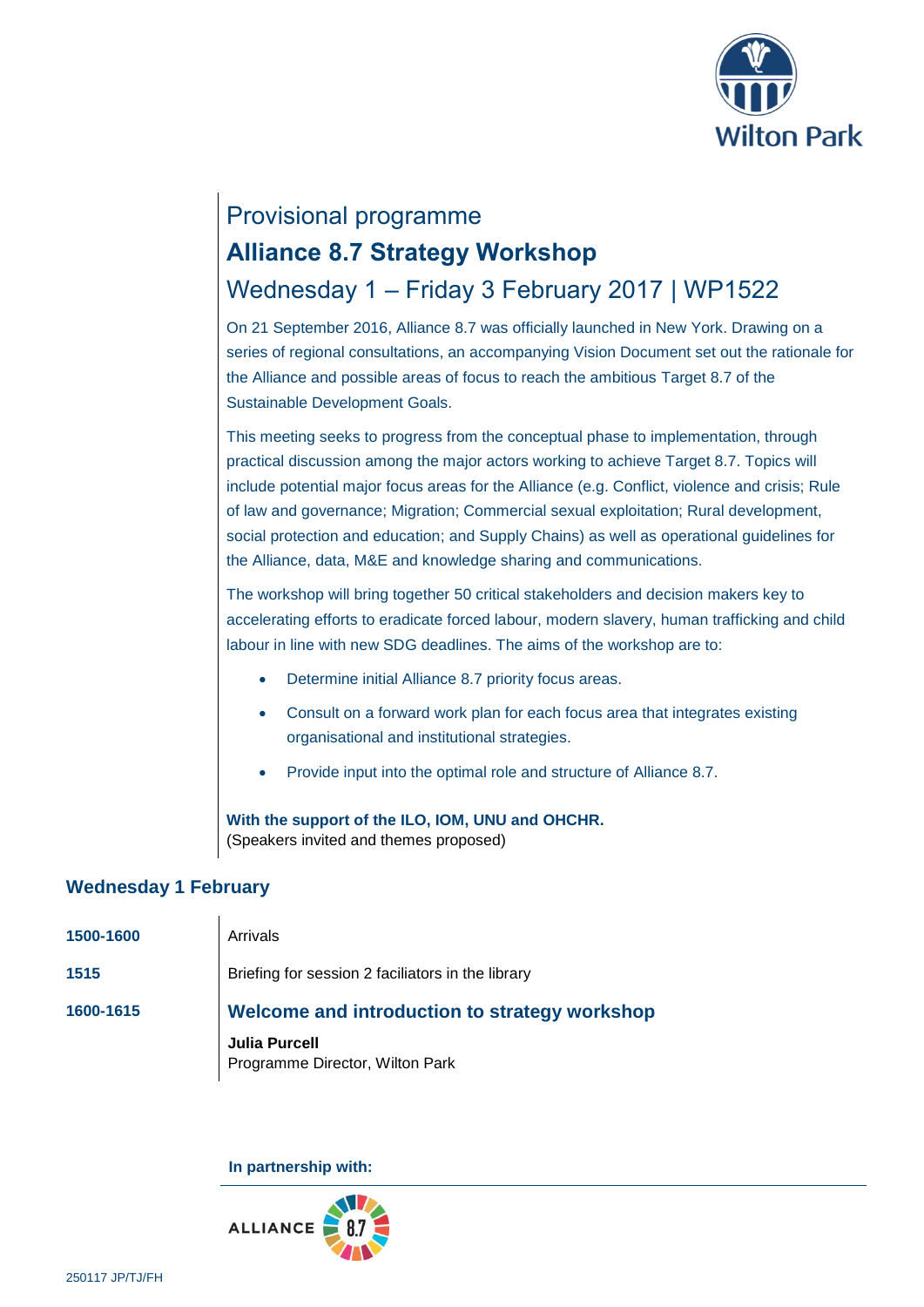Provisional programme

# Alliance 8.7 Strategy Workshop

## Wednesday 1 – Friday 3 February 2017 | WP1522

On 21 September 2016, Alliance 8.7 was officially launched in New York. Drawing on a series of regional consultations, an accompanying Vision Document set out the rationale for the Alliance and possible areas of focus to reach the ambitious Target 8.7 of the Sustainable Development Goals.

This meeting seeks to progress from the conceptual phase to implementation, through practical discussion among the major actors working to achieve Target 8.7. Topics will include potential major focus areas for the Alliance (e.g. Conflict, violence and crisis; Rule of law and governance; Migration; Commercial sexual exploitation; Rural development, social protection and education; and Supply Chains) as well as operational guidelines for the Alliance, data, M&E and knowledge sharing and communications.

The workshop will bring together 50 critical stakeholders and decision makers key to accelerating efforts to eradicate forced labour, modern slavery, human trafficking and child labour in line with new SDG deadlines. The aims of the workshop are to:

- Determine initial Alliance 8.7 priority focus areas.
- Consult on a forward work plan for each focus area that integrates existing organisational and institutional strategies.
- Provide input into the optimal role and structure of Alliance 8.7.

**With the support of the ILO, IOM, UNU and OHCHR.**
(Speakers invited and themes proposed)

## Wednesday 1 February

**1500-1600** Arrivals

**1515** Briefing for session 2 faciliators in the library

**1600-1615** **Welcome and introduction to strategy workshop**

**Julia Purcell**
Programme Director, Wilton Park

**In partnership with:**

ALLIANCE 8.7

250117 JP/TJ/FH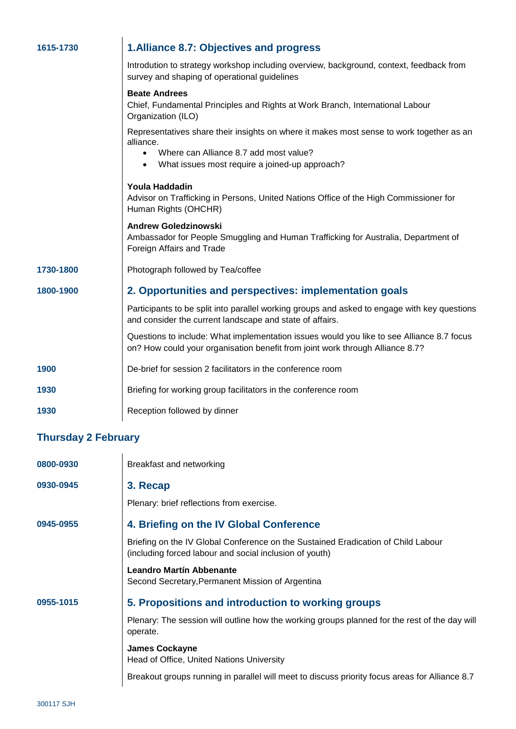| | |
|---|---|
| **1615-1730** | **1. Alliance 8.7: Objectives and progress**<br><br>Introdution to strategy workshop including overview, background, context, feedback from survey and shaping of operational guidelines<br><br>**Beate Andrees**<br>Chief, Fundamental Principles and Rights at Work Branch, International Labour Organization (ILO)<br><br>Representatives share their insights on where it makes most sense to work together as an alliance.<br>• Where can Alliance 8.7 add most value?<br>• What issues most require a joined-up approach?<br><br>**Youla Haddadin**<br>Advisor on Trafficking in Persons, United Nations Office of the High Commissioner for Human Rights (OHCHR)<br><br>**Andrew Goledzinowski**<br>Ambassador for People Smuggling and Human Trafficking for Australia, Department of Foreign Affairs and Trade |
| **1730-1800** | Photograph followed by Tea/coffee |
| **1800-1900** | **2. Opportunities and perspectives: implementation goals**<br><br>Participants to be split into parallel working groups and asked to engage with key questions and consider the current landscape and state of affairs.<br><br>Questions to include: What implementation issues would you like to see Alliance 8.7 focus on? How could your organisation benefit from joint work through Alliance 8.7? |
| **1900** | De-brief for session 2 facilitators in the conference room |
| **1930** | Briefing for working group facilitators in the conference room |
| **1930** | Reception followed by dinner |

## Thursday 2 February

| | |
|---|---|
| **0800-0930** | Breakfast and networking |
| **0930-0945** | **3. Recap**<br><br>Plenary: brief reflections from exercise. |
| **0945-0955** | **4. Briefing on the IV Global Conference**<br><br>Briefing on the IV Global Conference on the Sustained Eradication of Child Labour (including forced labour and social inclusion of youth)<br><br>**Leandro Martín Abbenante**<br>Second Secretary,Permanent Mission of Argentina |
| **0955-1015** | **5. Propositions and introduction to working groups**<br><br>Plenary: The session will outline how the working groups planned for the rest of the day will operate.<br><br>**James Cockayne**<br>Head of Office, United Nations University<br><br>Breakout groups running in parallel will meet to discuss priority focus areas for Alliance 8.7 |

300117 SJH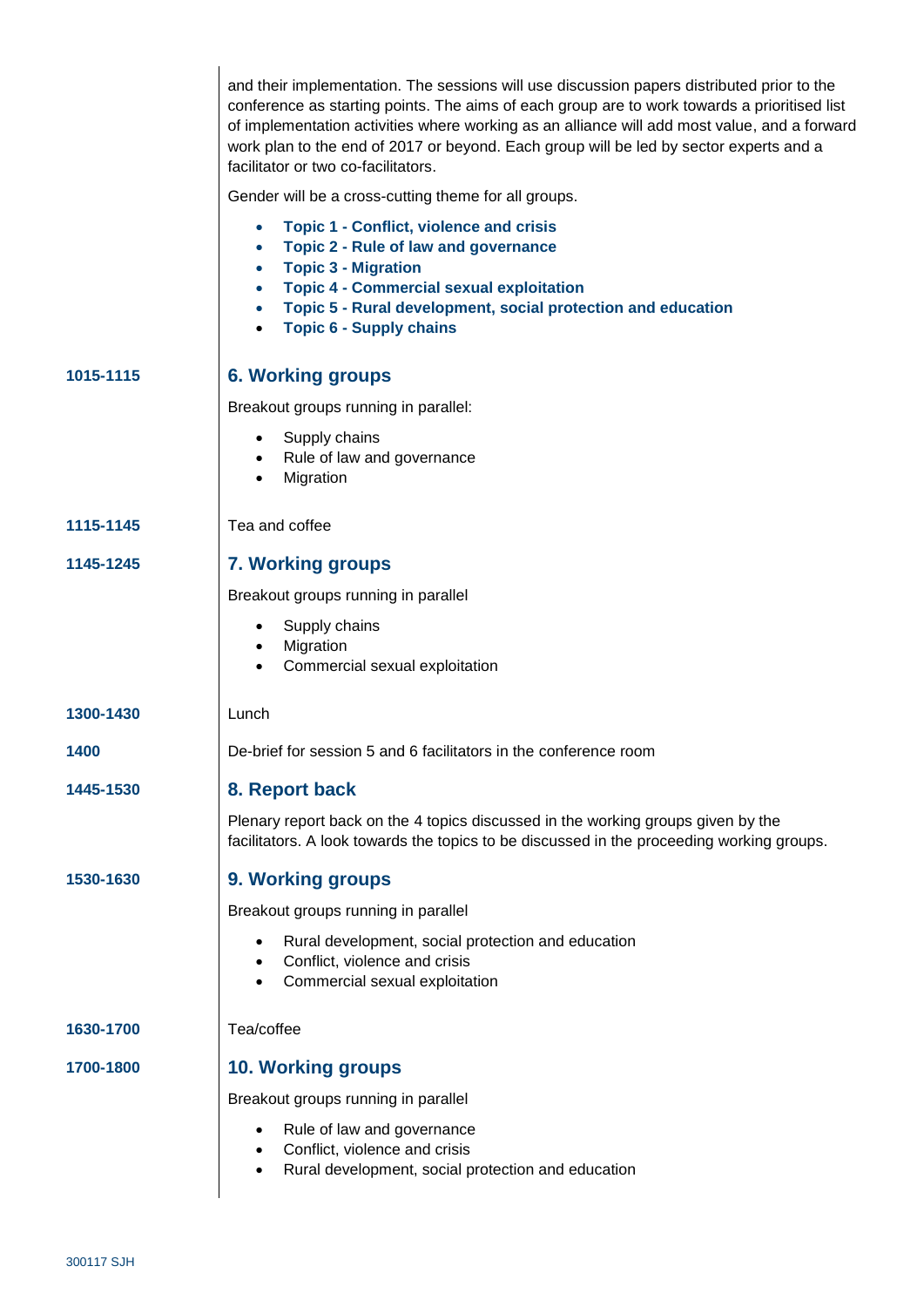and their implementation. The sessions will use discussion papers distributed prior to the conference as starting points. The aims of each group are to work towards a prioritised list of implementation activities where working as an alliance will add most value, and a forward work plan to the end of 2017 or beyond. Each group will be led by sector experts and a facilitator or two co-facilitators.

Gender will be a cross-cutting theme for all groups.

- **Topic 1 - Conflict, violence and crisis**
- **Topic 2 - Rule of law and governance**
- **Topic 3 - Migration**
- **Topic 4 - Commercial sexual exploitation**
- **Topic 5 - Rural development, social protection and education**
- **Topic 6 - Supply chains**

**1015-1115**

## 6. Working groups

Breakout groups running in parallel:

- Supply chains
- Rule of law and governance
- Migration

**1115-1145**

Tea and coffee

**1145-1245**

## 7. Working groups

Breakout groups running in parallel

- Supply chains
- Migration
- Commercial sexual exploitation

**1300-1430**

Lunch

**1400**

De-brief for session 5 and 6 facilitators in the conference room

**1445-1530**

## 8. Report back

Plenary report back on the 4 topics discussed in the working groups given by the facilitators. A look towards the topics to be discussed in the proceeding working groups.

**1530-1630**

## 9. Working groups

Breakout groups running in parallel

- Rural development, social protection and education
- Conflict, violence and crisis
- Commercial sexual exploitation

**1630-1700**

Tea/coffee

**1700-1800**

## 10. Working groups

Breakout groups running in parallel

- Rule of law and governance
- Conflict, violence and crisis
- Rural development, social protection and education

300117 SJH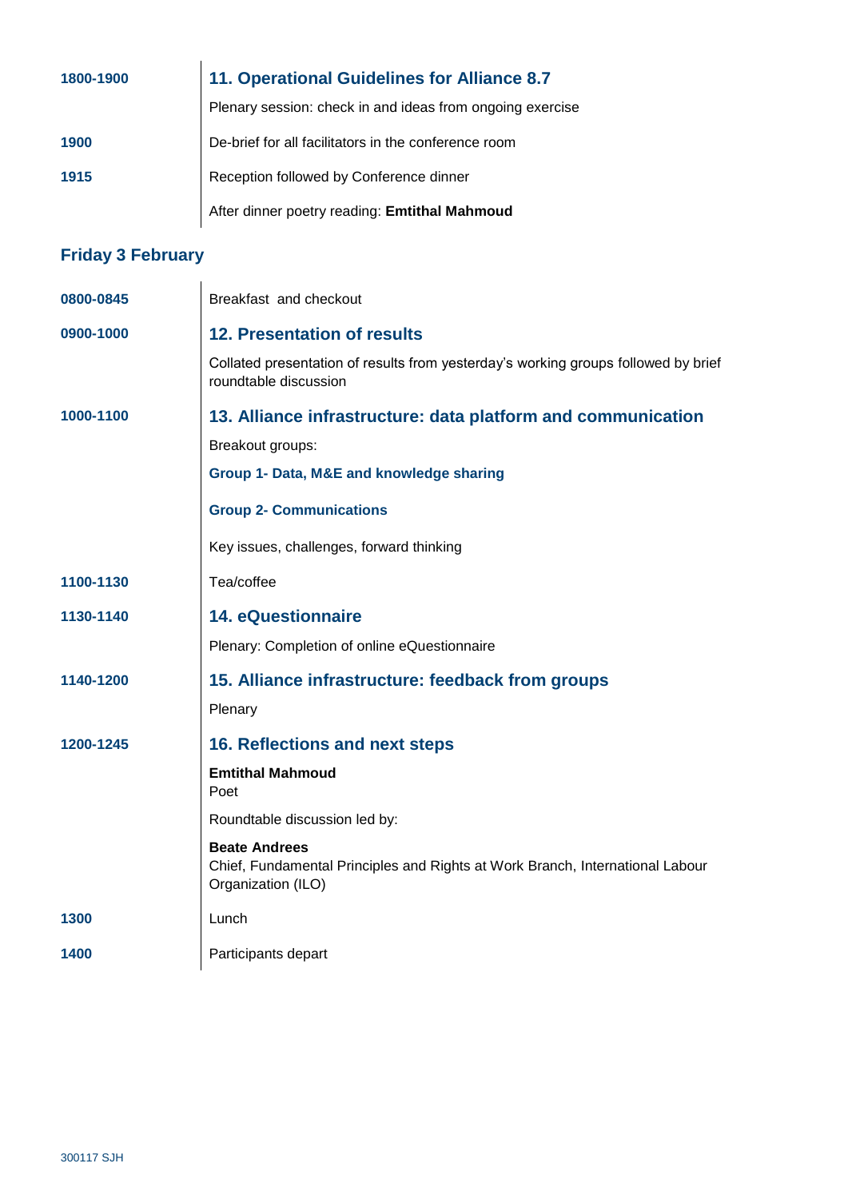| | |
|---|---|
| **1800-1900** | **11. Operational Guidelines for Alliance 8.7** |
| | Plenary session: check in and ideas from ongoing exercise |
| **1900** | De-brief for all facilitators in the conference room |
| **1915** | Reception followed by Conference dinner |
| | After dinner poetry reading: **Emtithal Mahmoud** |

## Friday 3 February

| | |
|---|---|
| **0800-0845** | Breakfast and checkout |
| **0900-1000** | **12. Presentation of results** |
| | Collated presentation of results from yesterday's working groups followed by brief roundtable discussion |
| **1000-1100** | **13. Alliance infrastructure: data platform and communication** |
| | Breakout groups: |
| | **Group 1- Data, M&E and knowledge sharing** |
| | **Group 2- Communications** |
| | Key issues, challenges, forward thinking |
| **1100-1130** | Tea/coffee |
| **1130-1140** | **14. eQuestionnaire** |
| | Plenary: Completion of online eQuestionnaire |
| **1140-1200** | **15. Alliance infrastructure: feedback from groups** |
| | Plenary |
| **1200-1245** | **16. Reflections and next steps** |
| | **Emtithal Mahmoud** Poet |
| | Roundtable discussion led by: |
| | **Beate Andrees** Chief, Fundamental Principles and Rights at Work Branch, International Labour Organization (ILO) |
| **1300** | Lunch |
| **1400** | Participants depart |

300117 SJH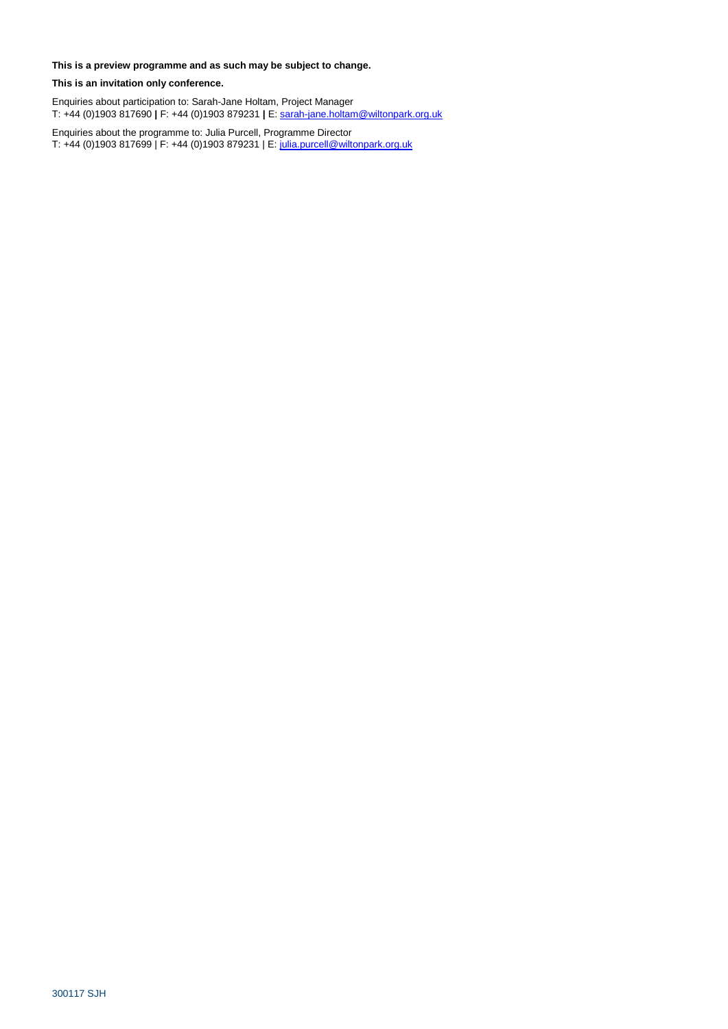**This is a preview programme and as such may be subject to change.**

**This is an invitation only conference.**

Enquiries about participation to: Sarah-Jane Holtam, Project Manager
T: +44 (0)1903 817690 **|** F: +44 (0)1903 879231 **|** E: sarah-jane.holtam@wiltonpark.org.uk

Enquiries about the programme to: Julia Purcell, Programme Director
T: +44 (0)1903 817699 | F: +44 (0)1903 879231 | E: julia.purcell@wiltonpark.org.uk

300117 SJH